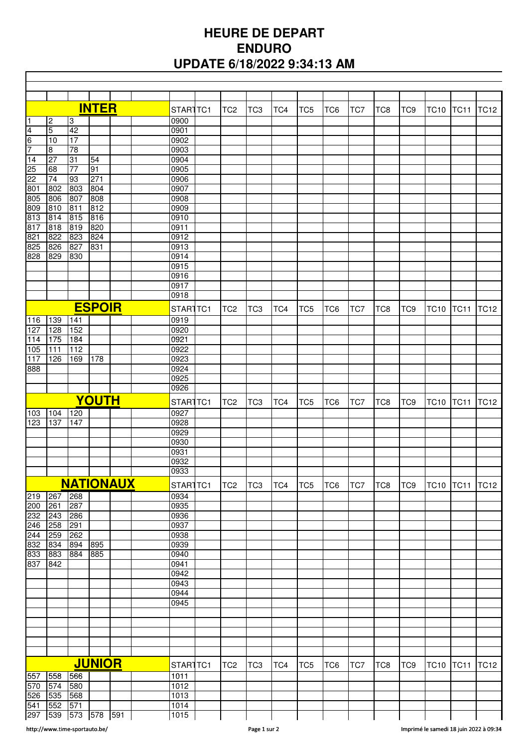# HEURE DE DEPART
# ENDURO
# UPDATE 6/18/2022 9:34:13 AM

| INTER | | | | | | START | TC1 | TC2 | TC3 | TC4 | TC5 | TC6 | TC7 | TC8 | TC9 | TC10 | TC11 | TC12 |
|---|---|---|---|---|---|---|---|---|---|---|---|---|---|---|---|---|---|---|
| 1 | 2 | 3 | | | | 0900 | | | | | | | | | | | | |
| 4 | 5 | 42 | | | | 0901 | | | | | | | | | | | | |
| 6 | 10 | 17 | | | | 0902 | | | | | | | | | | | | |
| 7 | 8 | 78 | | | | 0903 | | | | | | | | | | | | |
| 14 | 27 | 31 | 54 | | | 0904 | | | | | | | | | | | | |
| 25 | 68 | 77 | 91 | | | 0905 | | | | | | | | | | | | |
| 22 | 74 | 93 | 271 | | | 0906 | | | | | | | | | | | | |
| 801 | 802 | 803 | 804 | | | 0907 | | | | | | | | | | | | |
| 805 | 806 | 807 | 808 | | | 0908 | | | | | | | | | | | | |
| 809 | 810 | 811 | 812 | | | 0909 | | | | | | | | | | | | |
| 813 | 814 | 815 | 816 | | | 0910 | | | | | | | | | | | | |
| 817 | 818 | 819 | 820 | | | 0911 | | | | | | | | | | | | |
| 821 | 822 | 823 | 824 | | | 0912 | | | | | | | | | | | | |
| 825 | 826 | 827 | 831 | | | 0913 | | | | | | | | | | | | |
| 828 | 829 | 830 | | | | 0914 | | | | | | | | | | | | |
| | | | | | | 0915 | | | | | | | | | | | | |
| | | | | | | 0916 | | | | | | | | | | | | |
| | | | | | | 0917 | | | | | | | | | | | | |
| | | | | | | 0918 | | | | | | | | | | | | |
| **ESPOIR** | | | | | | START | TC1 | TC2 | TC3 | TC4 | TC5 | TC6 | TC7 | TC8 | TC9 | TC10 | TC11 | TC12 |
| 116 | 139 | 141 | | | | 0919 | | | | | | | | | | | | |
| 127 | 128 | 152 | | | | 0920 | | | | | | | | | | | | |
| 114 | 175 | 184 | | | | 0921 | | | | | | | | | | | | |
| 105 | 111 | 112 | | | | 0922 | | | | | | | | | | | | |
| 117 | 126 | 169 | 178 | | | 0923 | | | | | | | | | | | | |
| 888 | | | | | | 0924 | | | | | | | | | | | | |
| | | | | | | 0925 | | | | | | | | | | | | |
| | | | | | | 0926 | | | | | | | | | | | | |
| **YOUTH** | | | | | | START | TC1 | TC2 | TC3 | TC4 | TC5 | TC6 | TC7 | TC8 | TC9 | TC10 | TC11 | TC12 |
| 103 | 104 | 120 | | | | 0927 | | | | | | | | | | | | |
| 123 | 137 | 147 | | | | 0928 | | | | | | | | | | | | |
| | | | | | | 0929 | | | | | | | | | | | | |
| | | | | | | 0930 | | | | | | | | | | | | |
| | | | | | | 0931 | | | | | | | | | | | | |
| | | | | | | 0932 | | | | | | | | | | | | |
| | | | | | | 0933 | | | | | | | | | | | | |
| **NATIONAUX** | | | | | | START | TC1 | TC2 | TC3 | TC4 | TC5 | TC6 | TC7 | TC8 | TC9 | TC10 | TC11 | TC12 |
| 219 | 267 | 268 | | | | 0934 | | | | | | | | | | | | |
| 200 | 261 | 287 | | | | 0935 | | | | | | | | | | | | |
| 232 | 243 | 286 | | | | 0936 | | | | | | | | | | | | |
| 246 | 258 | 291 | | | | 0937 | | | | | | | | | | | | |
| 244 | 259 | 262 | | | | 0938 | | | | | | | | | | | | |
| 832 | 834 | 894 | 895 | | | 0939 | | | | | | | | | | | | |
| 833 | 883 | 884 | 885 | | | 0940 | | | | | | | | | | | | |
| 837 | 842 | | | | | 0941 | | | | | | | | | | | | |
| | | | | | | 0942 | | | | | | | | | | | | |
| | | | | | | 0943 | | | | | | | | | | | | |
| | | | | | | 0944 | | | | | | | | | | | | |
| | | | | | | 0945 | | | | | | | | | | | | |
| **JUNIOR** | | | | | | START | TC1 | TC2 | TC3 | TC4 | TC5 | TC6 | TC7 | TC8 | TC9 | TC10 | TC11 | TC12 |
| 557 | 558 | 566 | | | | 1011 | | | | | | | | | | | | |
| 570 | 574 | 580 | | | | 1012 | | | | | | | | | | | | |
| 526 | 535 | 568 | | | | 1013 | | | | | | | | | | | | |
| 541 | 552 | 571 | | | | 1014 | | | | | | | | | | | | |
| 297 | 539 | 573 | 578 | 591 | | 1015 | | | | | | | | | | | | |

http://www.time-sportauto.be/

Imprimé le samedi 18 juin 2022 à 09:34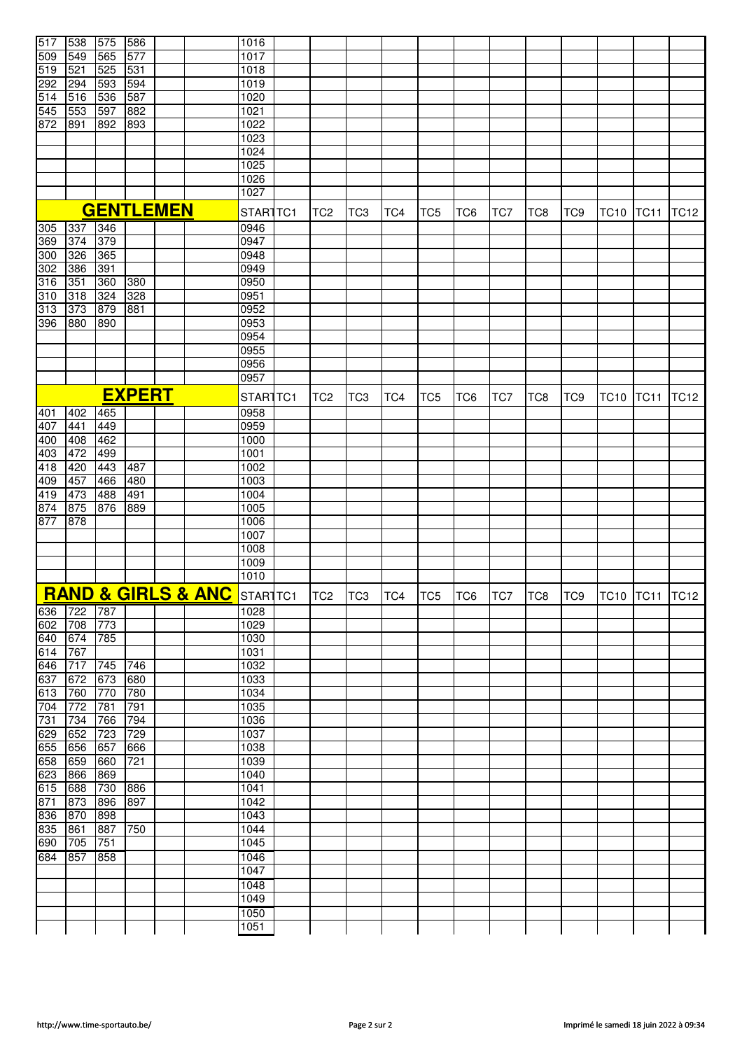| | | | | | | | | | | | | | | | | | | | |
|---|---|---|---|---|---|---|---|---|---|---|---|---|---|---|---|---|---|---|---|
| 517 | 538 | 575 | 586 | | | 1016 | | | | | | | | | | | | | |
| 509 | 549 | 565 | 577 | | | 1017 | | | | | | | | | | | | | |
| 519 | 521 | 525 | 531 | | | 1018 | | | | | | | | | | | | | |
| 292 | 294 | 593 | 594 | | | 1019 | | | | | | | | | | | | | |
| 514 | 516 | 536 | 587 | | | 1020 | | | | | | | | | | | | | |
| 545 | 553 | 597 | 882 | | | 1021 | | | | | | | | | | | | | |
| 872 | 891 | 892 | 893 | | | 1022 | | | | | | | | | | | | | |
| | | | | | | 1023 | | | | | | | | | | | | | |
| | | | | | | 1024 | | | | | | | | | | | | | |
| | | | | | | 1025 | | | | | | | | | | | | | |
| | | | | | | 1026 | | | | | | | | | | | | | |
| | | | | | | 1027 | | | | | | | | | | | | | |
| **GENTLEMEN** | | | | | | START | TC1 | TC2 | TC3 | TC4 | TC5 | TC6 | TC7 | TC8 | TC9 | TC10 | TC11 | TC12 | |
| 305 | 337 | 346 | | | | 0946 | | | | | | | | | | | | | |
| 369 | 374 | 379 | | | | 0947 | | | | | | | | | | | | | |
| 300 | 326 | 365 | | | | 0948 | | | | | | | | | | | | | |
| 302 | 386 | 391 | | | | 0949 | | | | | | | | | | | | | |
| 316 | 351 | 360 | 380 | | | 0950 | | | | | | | | | | | | | |
| 310 | 318 | 324 | 328 | | | 0951 | | | | | | | | | | | | | |
| 313 | 373 | 879 | 881 | | | 0952 | | | | | | | | | | | | | |
| 396 | 880 | 890 | | | | 0953 | | | | | | | | | | | | | |
| | | | | | | 0954 | | | | | | | | | | | | | |
| | | | | | | 0955 | | | | | | | | | | | | | |
| | | | | | | 0956 | | | | | | | | | | | | | |
| | | | | | | 0957 | | | | | | | | | | | | | |
| **EXPERT** | | | | | | START | TC1 | TC2 | TC3 | TC4 | TC5 | TC6 | TC7 | TC8 | TC9 | TC10 | TC11 | TC12 | |
| 401 | 402 | 465 | | | | 0958 | | | | | | | | | | | | | |
| 407 | 441 | 449 | | | | 0959 | | | | | | | | | | | | | |
| 400 | 408 | 462 | | | | 1000 | | | | | | | | | | | | | |
| 403 | 472 | 499 | | | | 1001 | | | | | | | | | | | | | |
| 418 | 420 | 443 | 487 | | | 1002 | | | | | | | | | | | | | |
| 409 | 457 | 466 | 480 | | | 1003 | | | | | | | | | | | | | |
| 419 | 473 | 488 | 491 | | | 1004 | | | | | | | | | | | | | |
| 874 | 875 | 876 | 889 | | | 1005 | | | | | | | | | | | | | |
| 877 | 878 | | | | | 1006 | | | | | | | | | | | | | |
| | | | | | | 1007 | | | | | | | | | | | | | |
| | | | | | | 1008 | | | | | | | | | | | | | |
| | | | | | | 1009 | | | | | | | | | | | | | |
| | | | | | | 1010 | | | | | | | | | | | | | |
| **RAND & GIRLS & ANC** | | | | | | START | TC1 | TC2 | TC3 | TC4 | TC5 | TC6 | TC7 | TC8 | TC9 | TC10 | TC11 | TC12 | |
| 636 | 722 | 787 | | | | 1028 | | | | | | | | | | | | | |
| 602 | 708 | 773 | | | | 1029 | | | | | | | | | | | | | |
| 640 | 674 | 785 | | | | 1030 | | | | | | | | | | | | | |
| 614 | 767 | | | | | 1031 | | | | | | | | | | | | | |
| 646 | 717 | 745 | 746 | | | 1032 | | | | | | | | | | | | | |
| 637 | 672 | 673 | 680 | | | 1033 | | | | | | | | | | | | | |
| 613 | 760 | 770 | 780 | | | 1034 | | | | | | | | | | | | | |
| 704 | 772 | 781 | 791 | | | 1035 | | | | | | | | | | | | | |
| 731 | 734 | 766 | 794 | | | 1036 | | | | | | | | | | | | | |
| 629 | 652 | 723 | 729 | | | 1037 | | | | | | | | | | | | | |
| 655 | 656 | 657 | 666 | | | 1038 | | | | | | | | | | | | | |
| 658 | 659 | 660 | 721 | | | 1039 | | | | | | | | | | | | | |
| 623 | 866 | 869 | | | | 1040 | | | | | | | | | | | | | |
| 615 | 688 | 730 | 886 | | | 1041 | | | | | | | | | | | | | |
| 871 | 873 | 896 | 897 | | | 1042 | | | | | | | | | | | | | |
| 836 | 870 | 898 | | | | 1043 | | | | | | | | | | | | | |
| 835 | 861 | 887 | 750 | | | 1044 | | | | | | | | | | | | | |
| 690 | 705 | 751 | | | | 1045 | | | | | | | | | | | | | |
| 684 | 857 | 858 | | | | 1046 | | | | | | | | | | | | | |
| | | | | | | 1047 | | | | | | | | | | | | | |
| | | | | | | 1048 | | | | | | | | | | | | | |
| | | | | | | 1049 | | | | | | | | | | | | | |
| | | | | | | 1050 | | | | | | | | | | | | | |
| | | | | | | 1051 | | | | | | | | | | | | | |

http://www.time-sportauto.be/

Imprimé le samedi 18 juin 2022 à 09:34